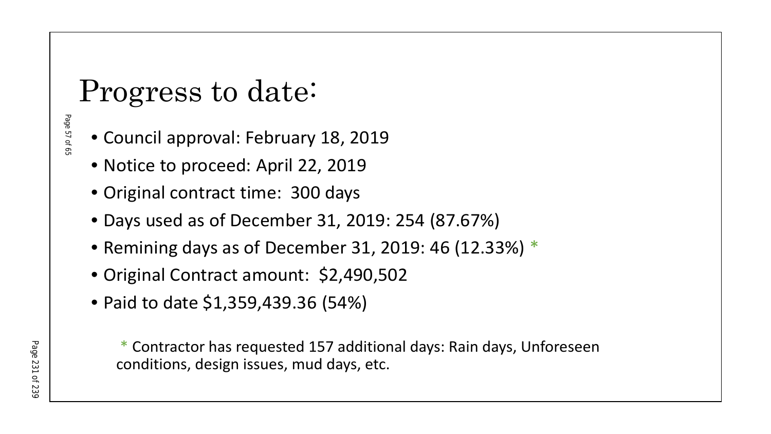# Progress to date:

- Council approval: February 18, 2019
- Notice to proceed: April 22, 2019
- Original contract time: 300 days
- Days used as of December 31, 2019: 254 (87.67%)
- Remining days as of December 31, 2019: 46 (12.33%) *
- Original Contract amount: $2,490,502
- Paid to date $1,359,439.36 (54%)

* Contractor has requested 157 additional days: Rain days, Unforeseen conditions, design issues, mud days, etc.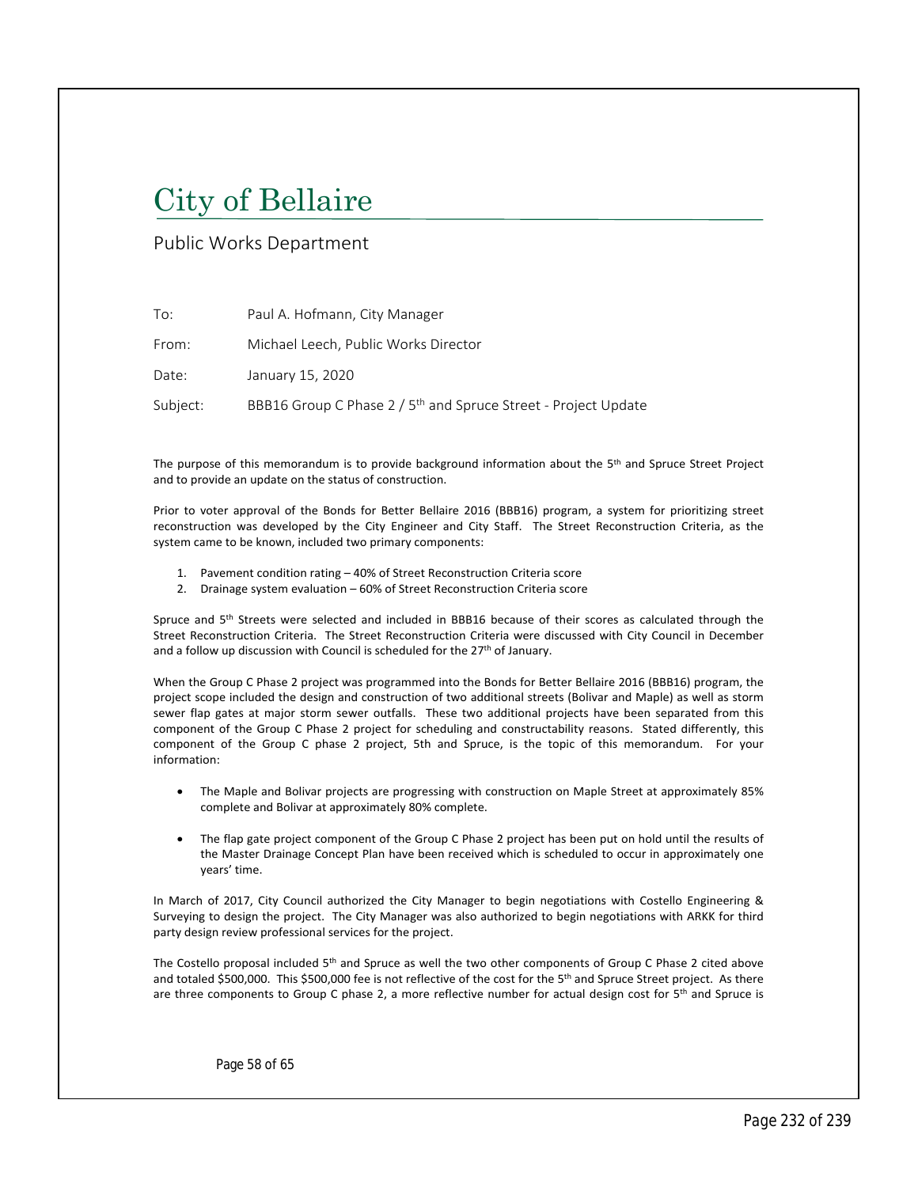# City of Bellaire

Public Works Department

To: Paul A. Hofmann, City Manager

From: Michael Leech, Public Works Director

Date: January 15, 2020

Subject: BBB16 Group C Phase 2 / 5th and Spruce Street - Project Update

The purpose of this memorandum is to provide background information about the 5th and Spruce Street Project and to provide an update on the status of construction.

Prior to voter approval of the Bonds for Better Bellaire 2016 (BBB16) program, a system for prioritizing street reconstruction was developed by the City Engineer and City Staff. The Street Reconstruction Criteria, as the system came to be known, included two primary components:

1. Pavement condition rating – 40% of Street Reconstruction Criteria score
2. Drainage system evaluation – 60% of Street Reconstruction Criteria score

Spruce and 5th Streets were selected and included in BBB16 because of their scores as calculated through the Street Reconstruction Criteria. The Street Reconstruction Criteria were discussed with City Council in December and a follow up discussion with Council is scheduled for the 27th of January.

When the Group C Phase 2 project was programmed into the Bonds for Better Bellaire 2016 (BBB16) program, the project scope included the design and construction of two additional streets (Bolivar and Maple) as well as storm sewer flap gates at major storm sewer outfalls. These two additional projects have been separated from this component of the Group C Phase 2 project for scheduling and constructability reasons. Stated differently, this component of the Group C phase 2 project, 5th and Spruce, is the topic of this memorandum. For your information:

- The Maple and Bolivar projects are progressing with construction on Maple Street at approximately 85% complete and Bolivar at approximately 80% complete.
- The flap gate project component of the Group C Phase 2 project has been put on hold until the results of the Master Drainage Concept Plan have been received which is scheduled to occur in approximately one years' time.

In March of 2017, City Council authorized the City Manager to begin negotiations with Costello Engineering & Surveying to design the project. The City Manager was also authorized to begin negotiations with ARKK for third party design review professional services for the project.

The Costello proposal included 5th and Spruce as well the two other components of Group C Phase 2 cited above and totaled $500,000. This $500,000 fee is not reflective of the cost for the 5th and Spruce Street project. As there are three components to Group C phase 2, a more reflective number for actual design cost for 5th and Spruce is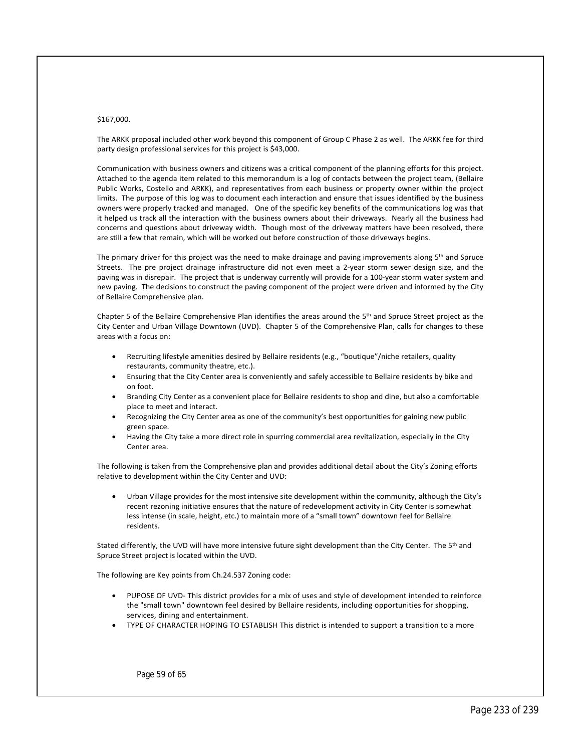$167,000.

The ARKK proposal included other work beyond this component of Group C Phase 2 as well. The ARKK fee for third party design professional services for this project is $43,000.

Communication with business owners and citizens was a critical component of the planning efforts for this project. Attached to the agenda item related to this memorandum is a log of contacts between the project team, (Bellaire Public Works, Costello and ARKK), and representatives from each business or property owner within the project limits. The purpose of this log was to document each interaction and ensure that issues identified by the business owners were properly tracked and managed. One of the specific key benefits of the communications log was that it helped us track all the interaction with the business owners about their driveways. Nearly all the business had concerns and questions about driveway width. Though most of the driveway matters have been resolved, there are still a few that remain, which will be worked out before construction of those driveways begins.

The primary driver for this project was the need to make drainage and paving improvements along 5th and Spruce Streets. The pre project drainage infrastructure did not even meet a 2-year storm sewer design size, and the paving was in disrepair. The project that is underway currently will provide for a 100-year storm water system and new paving. The decisions to construct the paving component of the project were driven and informed by the City of Bellaire Comprehensive plan.

Chapter 5 of the Bellaire Comprehensive Plan identifies the areas around the 5th and Spruce Street project as the City Center and Urban Village Downtown (UVD). Chapter 5 of the Comprehensive Plan, calls for changes to these areas with a focus on:

- Recruiting lifestyle amenities desired by Bellaire residents (e.g., "boutique"/niche retailers, quality restaurants, community theatre, etc.).
- Ensuring that the City Center area is conveniently and safely accessible to Bellaire residents by bike and on foot.
- Branding City Center as a convenient place for Bellaire residents to shop and dine, but also a comfortable place to meet and interact.
- Recognizing the City Center area as one of the community's best opportunities for gaining new public green space.
- Having the City take a more direct role in spurring commercial area revitalization, especially in the City Center area.

The following is taken from the Comprehensive plan and provides additional detail about the City's Zoning efforts relative to development within the City Center and UVD:

- Urban Village provides for the most intensive site development within the community, although the City's recent rezoning initiative ensures that the nature of redevelopment activity in City Center is somewhat less intense (in scale, height, etc.) to maintain more of a "small town" downtown feel for Bellaire residents.

Stated differently, the UVD will have more intensive future sight development than the City Center. The 5th and Spruce Street project is located within the UVD.

The following are Key points from Ch.24.537 Zoning code:

- PUPOSE OF UVD- This district provides for a mix of uses and style of development intended to reinforce the "small town" downtown feel desired by Bellaire residents, including opportunities for shopping, services, dining and entertainment.
- TYPE OF CHARACTER HOPING TO ESTABLISH This district is intended to support a transition to a more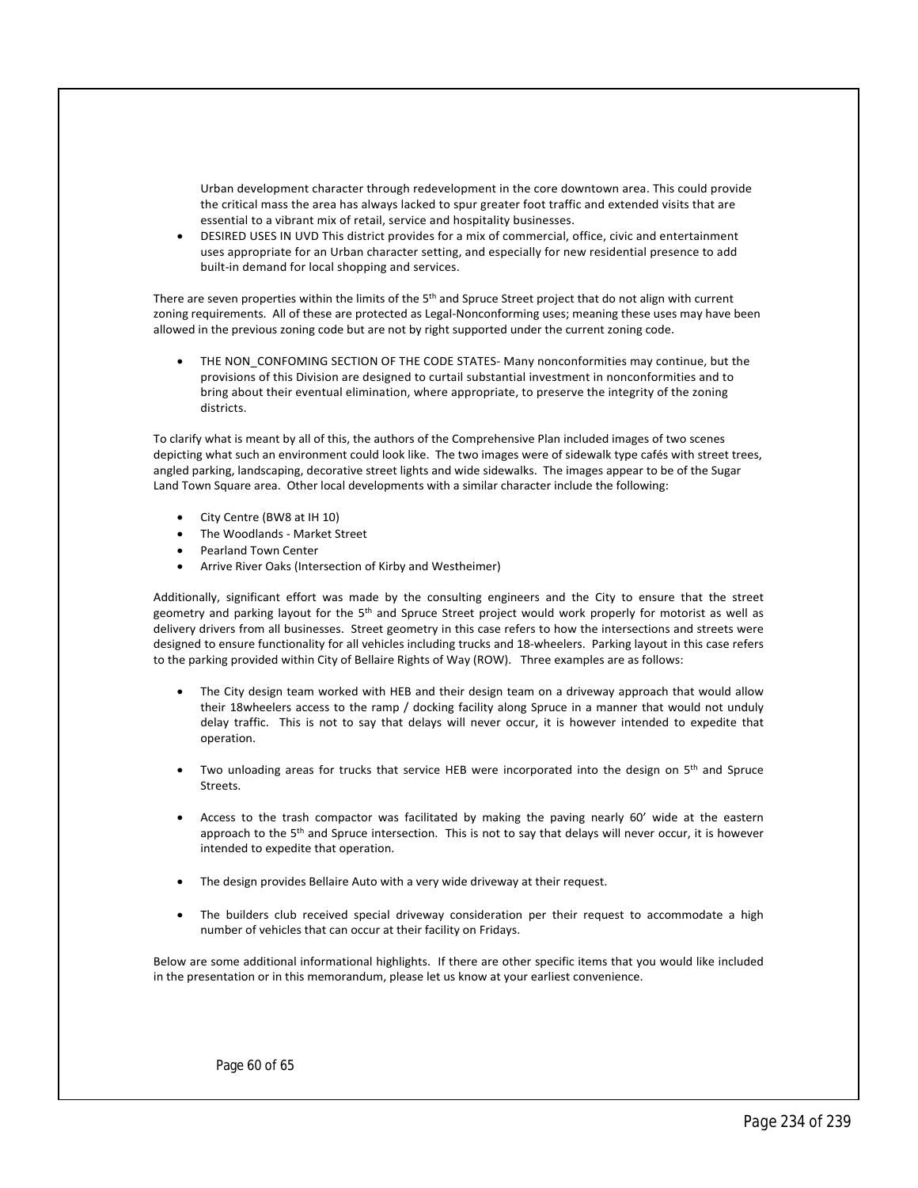Urban development character through redevelopment in the core downtown area. This could provide the critical mass the area has always lacked to spur greater foot traffic and extended visits that are essential to a vibrant mix of retail, service and hospitality businesses.

- DESIRED USES IN UVD This district provides for a mix of commercial, office, civic and entertainment uses appropriate for an Urban character setting, and especially for new residential presence to add built-in demand for local shopping and services.

There are seven properties within the limits of the 5th and Spruce Street project that do not align with current zoning requirements. All of these are protected as Legal-Nonconforming uses; meaning these uses may have been allowed in the previous zoning code but are not by right supported under the current zoning code.

- THE NON_CONFOMING SECTION OF THE CODE STATES- Many nonconformities may continue, but the provisions of this Division are designed to curtail substantial investment in nonconformities and to bring about their eventual elimination, where appropriate, to preserve the integrity of the zoning districts.

To clarify what is meant by all of this, the authors of the Comprehensive Plan included images of two scenes depicting what such an environment could look like. The two images were of sidewalk type cafés with street trees, angled parking, landscaping, decorative street lights and wide sidewalks. The images appear to be of the Sugar Land Town Square area. Other local developments with a similar character include the following:

- City Centre (BW8 at IH 10)
- The Woodlands - Market Street
- Pearland Town Center
- Arrive River Oaks (Intersection of Kirby and Westheimer)

Additionally, significant effort was made by the consulting engineers and the City to ensure that the street geometry and parking layout for the 5th and Spruce Street project would work properly for motorist as well as delivery drivers from all businesses. Street geometry in this case refers to how the intersections and streets were designed to ensure functionality for all vehicles including trucks and 18-wheelers. Parking layout in this case refers to the parking provided within City of Bellaire Rights of Way (ROW). Three examples are as follows:

- The City design team worked with HEB and their design team on a driveway approach that would allow their 18wheelers access to the ramp / docking facility along Spruce in a manner that would not unduly delay traffic. This is not to say that delays will never occur, it is however intended to expedite that operation.

- Two unloading areas for trucks that service HEB were incorporated into the design on 5th and Spruce Streets.

- Access to the trash compactor was facilitated by making the paving nearly 60' wide at the eastern approach to the 5th and Spruce intersection. This is not to say that delays will never occur, it is however intended to expedite that operation.

- The design provides Bellaire Auto with a very wide driveway at their request.

- The builders club received special driveway consideration per their request to accommodate a high number of vehicles that can occur at their facility on Fridays.

Below are some additional informational highlights. If there are other specific items that you would like included in the presentation or in this memorandum, please let us know at your earliest convenience.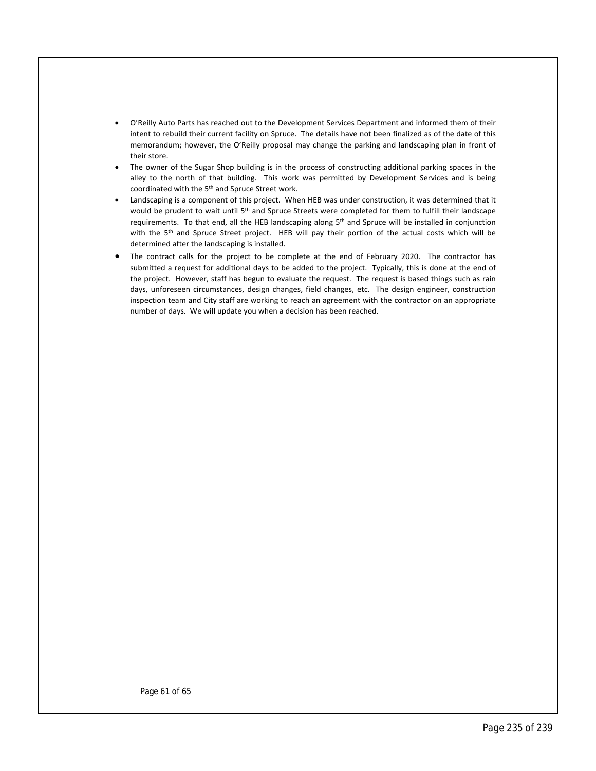- O'Reilly Auto Parts has reached out to the Development Services Department and informed them of their intent to rebuild their current facility on Spruce. The details have not been finalized as of the date of this memorandum; however, the O'Reilly proposal may change the parking and landscaping plan in front of their store.
- The owner of the Sugar Shop building is in the process of constructing additional parking spaces in the alley to the north of that building. This work was permitted by Development Services and is being coordinated with the 5th and Spruce Street work.
- Landscaping is a component of this project. When HEB was under construction, it was determined that it would be prudent to wait until 5th and Spruce Streets were completed for them to fulfill their landscape requirements. To that end, all the HEB landscaping along 5th and Spruce will be installed in conjunction with the 5th and Spruce Street project. HEB will pay their portion of the actual costs which will be determined after the landscaping is installed.
- The contract calls for the project to be complete at the end of February 2020. The contractor has submitted a request for additional days to be added to the project. Typically, this is done at the end of the project. However, staff has begun to evaluate the request. The request is based things such as rain days, unforeseen circumstances, design changes, field changes, etc. The design engineer, construction inspection team and City staff are working to reach an agreement with the contractor on an appropriate number of days. We will update you when a decision has been reached.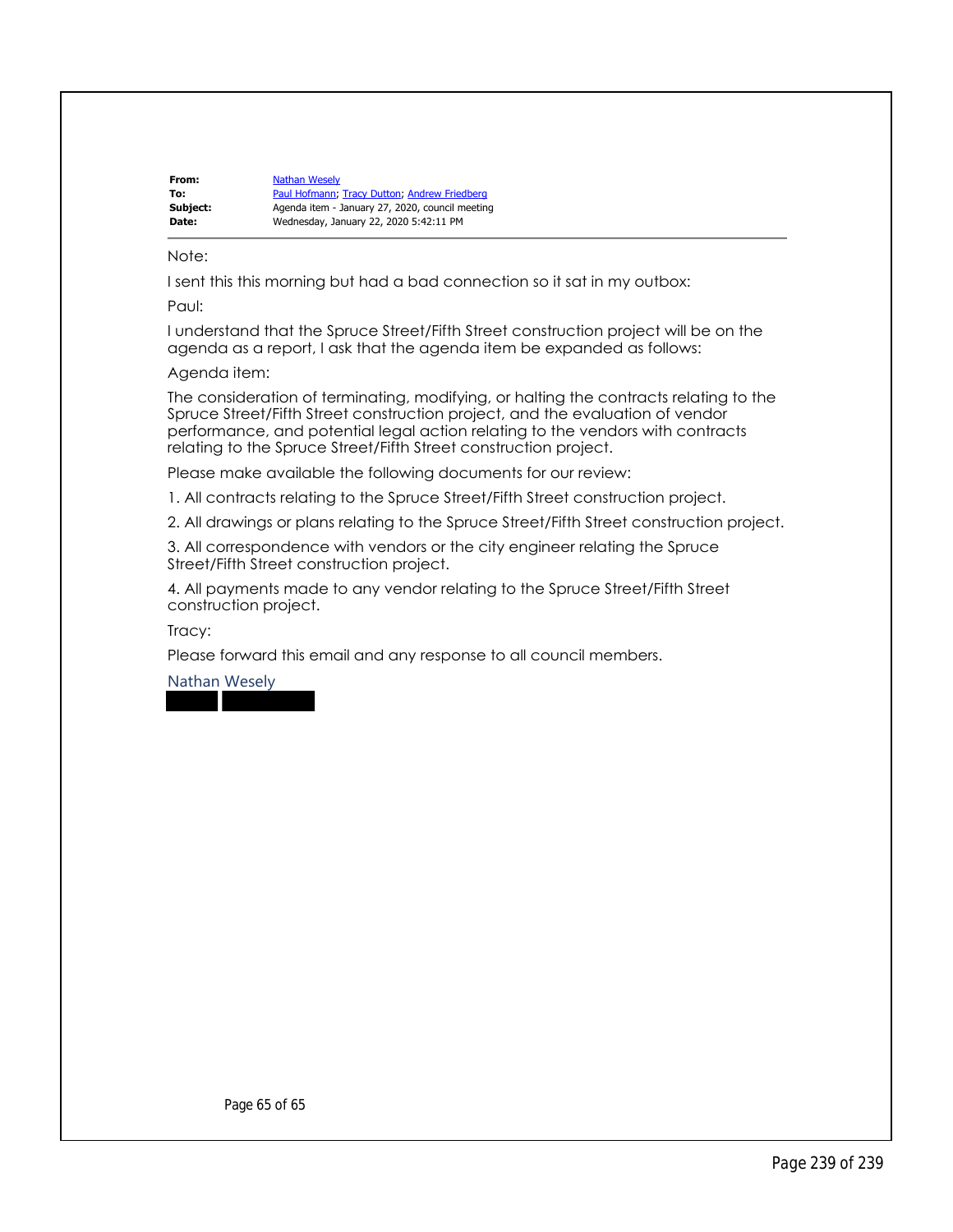**From:** Nathan Wesely
**To:** Paul Hofmann; Tracy Dutton; Andrew Friedberg
**Subject:** Agenda item - January 27, 2020, council meeting
**Date:** Wednesday, January 22, 2020 5:42:11 PM

Note:

I sent this this morning but had a bad connection so it sat in my outbox:

Paul:

I understand that the Spruce Street/Fifth Street construction project will be on the agenda as a report, I ask that the agenda item be expanded as follows:

Agenda item:

The consideration of terminating, modifying, or halting the contracts relating to the Spruce Street/Fifth Street construction project, and the evaluation of vendor performance, and potential legal action relating to the vendors with contracts relating to the Spruce Street/Fifth Street construction project.

Please make available the following documents for our review:

1. All contracts relating to the Spruce Street/Fifth Street construction project.

2. All drawings or plans relating to the Spruce Street/Fifth Street construction project.

3. All correspondence with vendors or the city engineer relating the Spruce Street/Fifth Street construction project.

4. All payments made to any vendor relating to the Spruce Street/Fifth Street construction project.

Tracy:

Please forward this email and any response to all council members.

Nathan Wesely